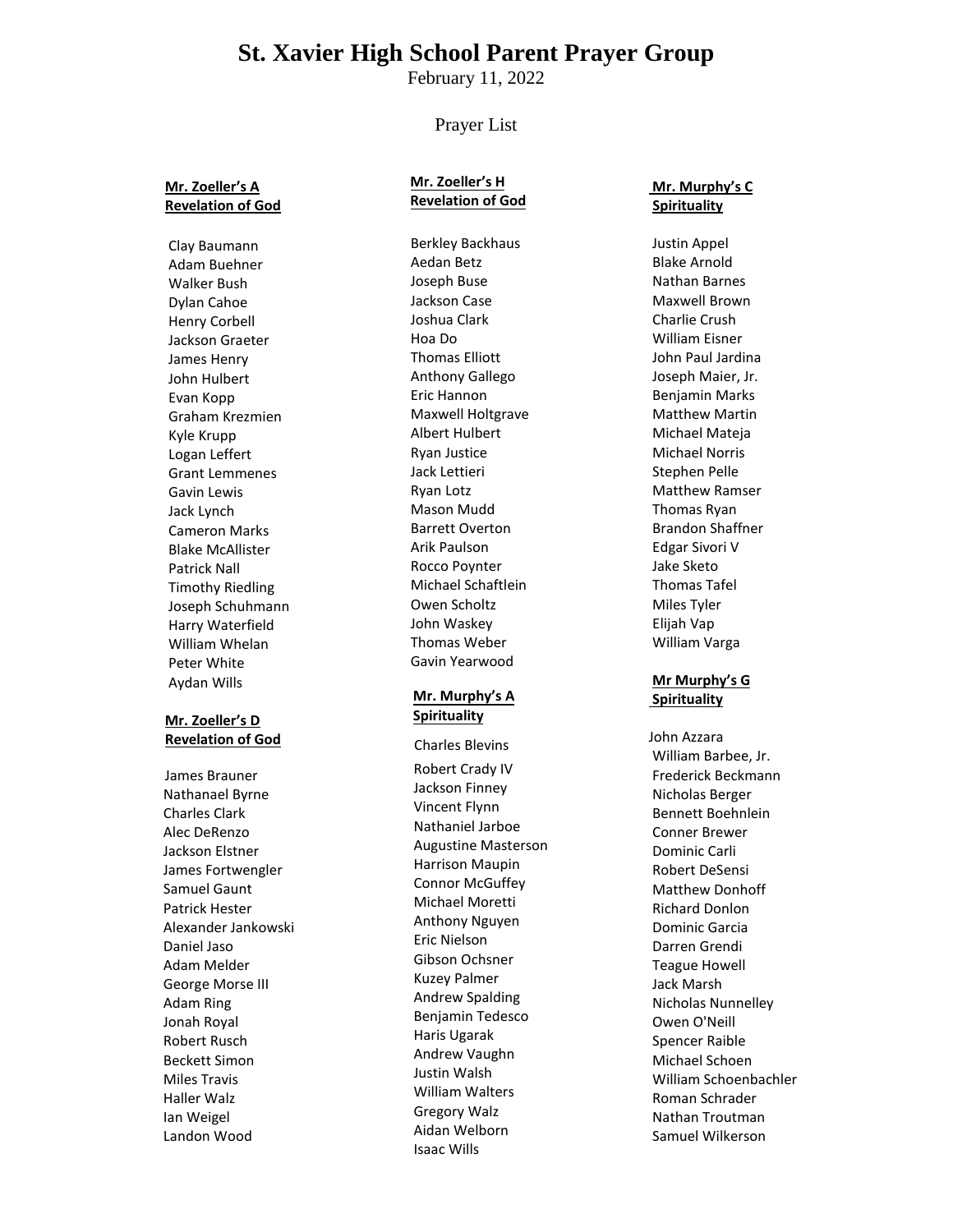# St. Xavier High School Parent Prayer Group

February 11, 2022

Prayer List

**Mr. Zoeller's A Revelation of God**

Clay Baumann
Adam Buehner
Walker Bush
Dylan Cahoe
Henry Corbell
Jackson Graeter
James Henry
John Hulbert
Evan Kopp
Graham Krezmien
Kyle Krupp
Logan Leffert
Grant Lemmenes
Gavin Lewis
Jack Lynch
Cameron Marks
Blake McAllister
Patrick Nall
Timothy Riedling
Joseph Schuhmann
Harry Waterfield
William Whelan
Peter White
Aydan Wills

**Mr. Zoeller's D Revelation of God**

James Brauner
Nathanael Byrne
Charles Clark
Alec DeRenzo
Jackson Elstner
James Fortwengler
Samuel Gaunt
Patrick Hester
Alexander Jankowski
Daniel Jaso
Adam Melder
George Morse III
Adam Ring
Jonah Royal
Robert Rusch
Beckett Simon
Miles Travis
Haller Walz
Ian Weigel
Landon Wood

**Mr. Zoeller's H Revelation of God**

Berkley Backhaus
Aedan Betz
Joseph Buse
Jackson Case
Joshua Clark
Hoa Do
Thomas Elliott
Anthony Gallego
Eric Hannon
Maxwell Holtgrave
Albert Hulbert
Ryan Justice
Jack Lettieri
Ryan Lotz
Mason Mudd
Barrett Overton
Arik Paulson
Rocco Poynter
Michael Schaftlein
Owen Scholtz
John Waskey
Thomas Weber
Gavin Yearwood

**Mr. Murphy's A Spirituality**

Charles Blevins
Robert Crady IV
Jackson Finney
Vincent Flynn
Nathaniel Jarboe
Augustine Masterson
Harrison Maupin
Connor McGuffey
Michael Moretti
Anthony Nguyen
Eric Nielson
Gibson Ochsner
Kuzey Palmer
Andrew Spalding
Benjamin Tedesco
Haris Ugarak
Andrew Vaughn
Justin Walsh
William Walters
Gregory Walz
Aidan Welborn
Isaac Wills

**Mr. Murphy's C Spirituality**

Justin Appel
Blake Arnold
Nathan Barnes
Maxwell Brown
Charlie Crush
William Eisner
John Paul Jardina
Joseph Maier, Jr.
Benjamin Marks
Matthew Martin
Michael Mateja
Michael Norris
Stephen Pelle
Matthew Ramser
Thomas Ryan
Brandon Shaffner
Edgar Sivori V
Jake Sketo
Thomas Tafel
Miles Tyler
Elijah Vap
William Varga

**Mr Murphy's G Spirituality**

John Azzara
William Barbee, Jr.
Frederick Beckmann
Nicholas Berger
Bennett Boehnlein
Conner Brewer
Dominic Carli
Robert DeSensi
Matthew Donhoff
Richard Donlon
Dominic Garcia
Darren Grendi
Teague Howell
Jack Marsh
Nicholas Nunnelley
Owen O'Neill
Spencer Raible
Michael Schoen
William Schoenbachler
Roman Schrader
Nathan Troutman
Samuel Wilkerson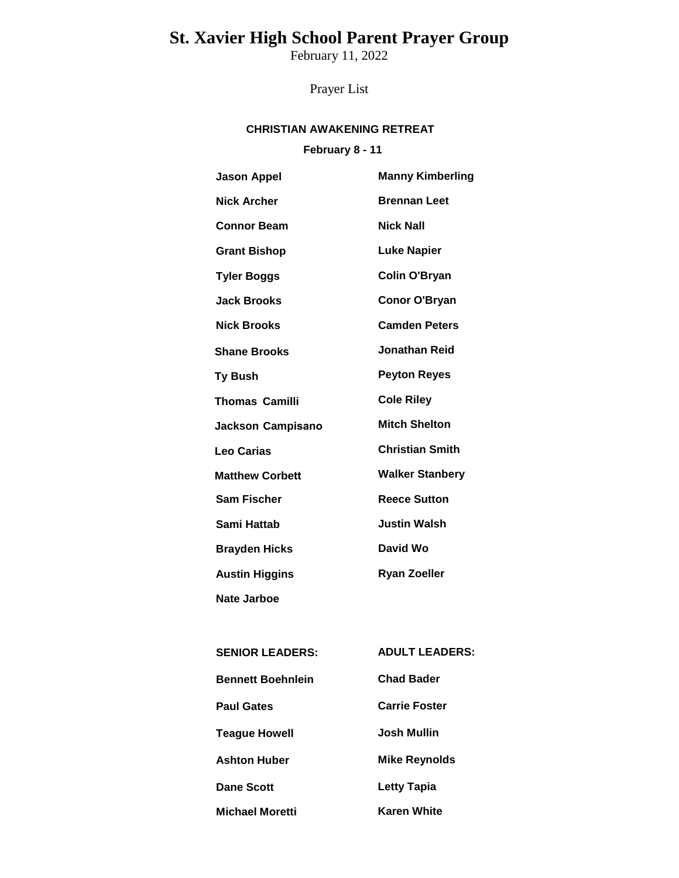# St. Xavier High School Parent Prayer Group

February 11, 2022

Prayer List

**CHRISTIAN AWAKENING RETREAT**

**February 8 - 11**

**Jason Appel**
**Nick Archer**
**Connor Beam**
**Grant Bishop**
**Tyler Boggs**
**Jack Brooks**
**Nick Brooks**
**Shane Brooks**
**Ty Bush**
**Thomas Camilli**
**Jackson Campisano**
**Leo Carias**
**Matthew Corbett**
**Sam Fischer**
**Sami Hattab**
**Brayden Hicks**
**Austin Higgins**
**Nate Jarboe**
**Manny Kimberling**
**Brennan Leet**
**Nick Nall**
**Luke Napier**
**Colin O'Bryan**
**Conor O'Bryan**
**Camden Peters**
**Jonathan Reid**
**Peyton Reyes**
**Cole Riley**
**Mitch Shelton**
**Christian Smith**
**Walker Stanbery**
**Reece Sutton**
**Justin Walsh**
**David Wo**
**Ryan Zoeller**

**SENIOR LEADERS:**

**Bennett Boehnlein**
**Paul Gates**
**Teague Howell**
**Ashton Huber**
**Dane Scott**
**Michael Moretti**

**ADULT LEADERS:**

**Chad Bader**
**Carrie Foster**
**Josh Mullin**
**Mike Reynolds**
**Letty Tapia**
**Karen White**